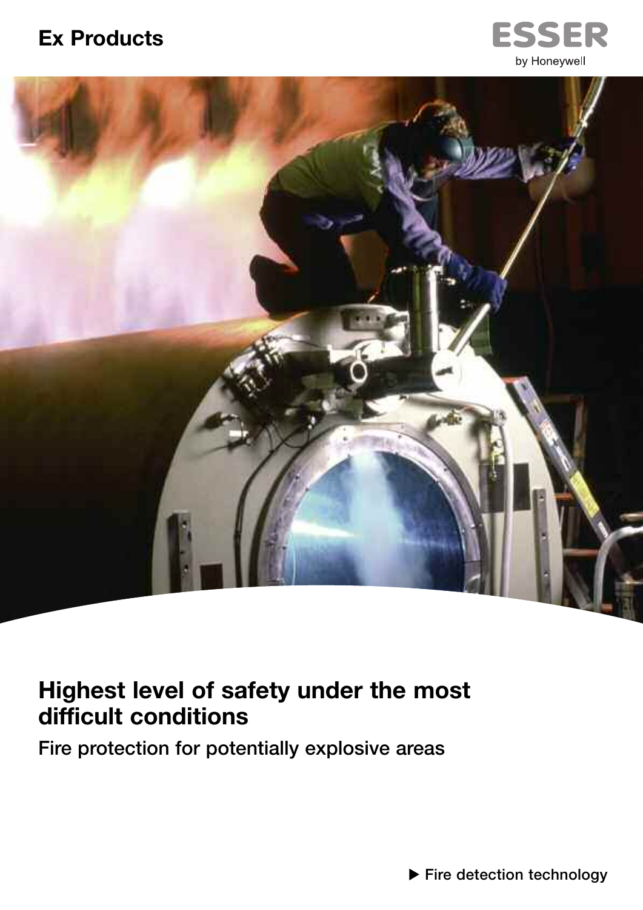# Ex Products

ESSER
by Honeywell

## Highest level of safety under the most difficult conditions

Fire protection for potentially explosive areas

▶ Fire detection technology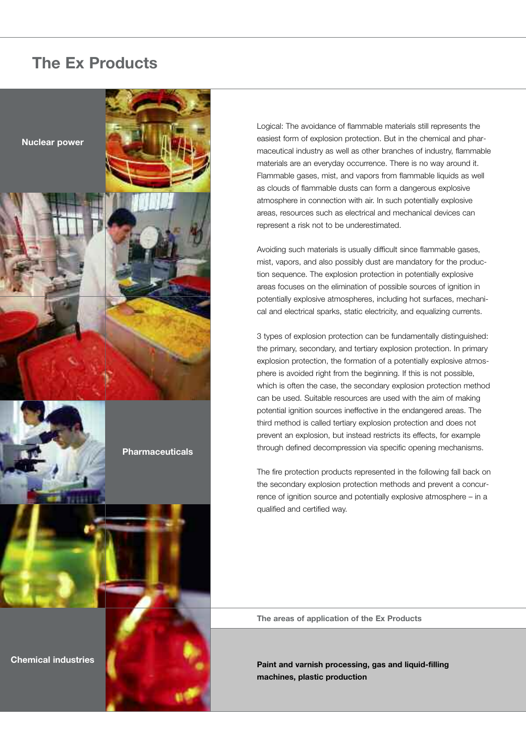# The Ex Products

Nuclear power

Pharmaceuticals

Chemical industries

Logical: The avoidance of flammable materials still represents the easiest form of explosion protection. But in the chemical and pharmaceutical industry as well as other branches of industry, flammable materials are an everyday occurrence. There is no way around it. Flammable gases, mist, and vapors from flammable liquids as well as clouds of flammable dusts can form a dangerous explosive atmosphere in connection with air. In such potentially explosive areas, resources such as electrical and mechanical devices can represent a risk not to be underestimated.

Avoiding such materials is usually difficult since flammable gases, mist, vapors, and also possibly dust are mandatory for the production sequence. The explosion protection in potentially explosive areas focuses on the elimination of possible sources of ignition in potentially explosive atmospheres, including hot surfaces, mechanical and electrical sparks, static electricity, and equalizing currents.

3 types of explosion protection can be fundamentally distinguished: the primary, secondary, and tertiary explosion protection. In primary explosion protection, the formation of a potentially explosive atmosphere is avoided right from the beginning. If this is not possible, which is often the case, the secondary explosion protection method can be used. Suitable resources are used with the aim of making potential ignition sources ineffective in the endangered areas. The third method is called tertiary explosion protection and does not prevent an explosion, but instead restricts its effects, for example through defined decompression via specific opening mechanisms.

The fire protection products represented in the following fall back on the secondary explosion protection methods and prevent a concurrence of ignition source and potentially explosive atmosphere – in a qualified and certified way.

**The areas of application of the Ex Products**

**Paint and varnish processing, gas and liquid-filling machines, plastic production**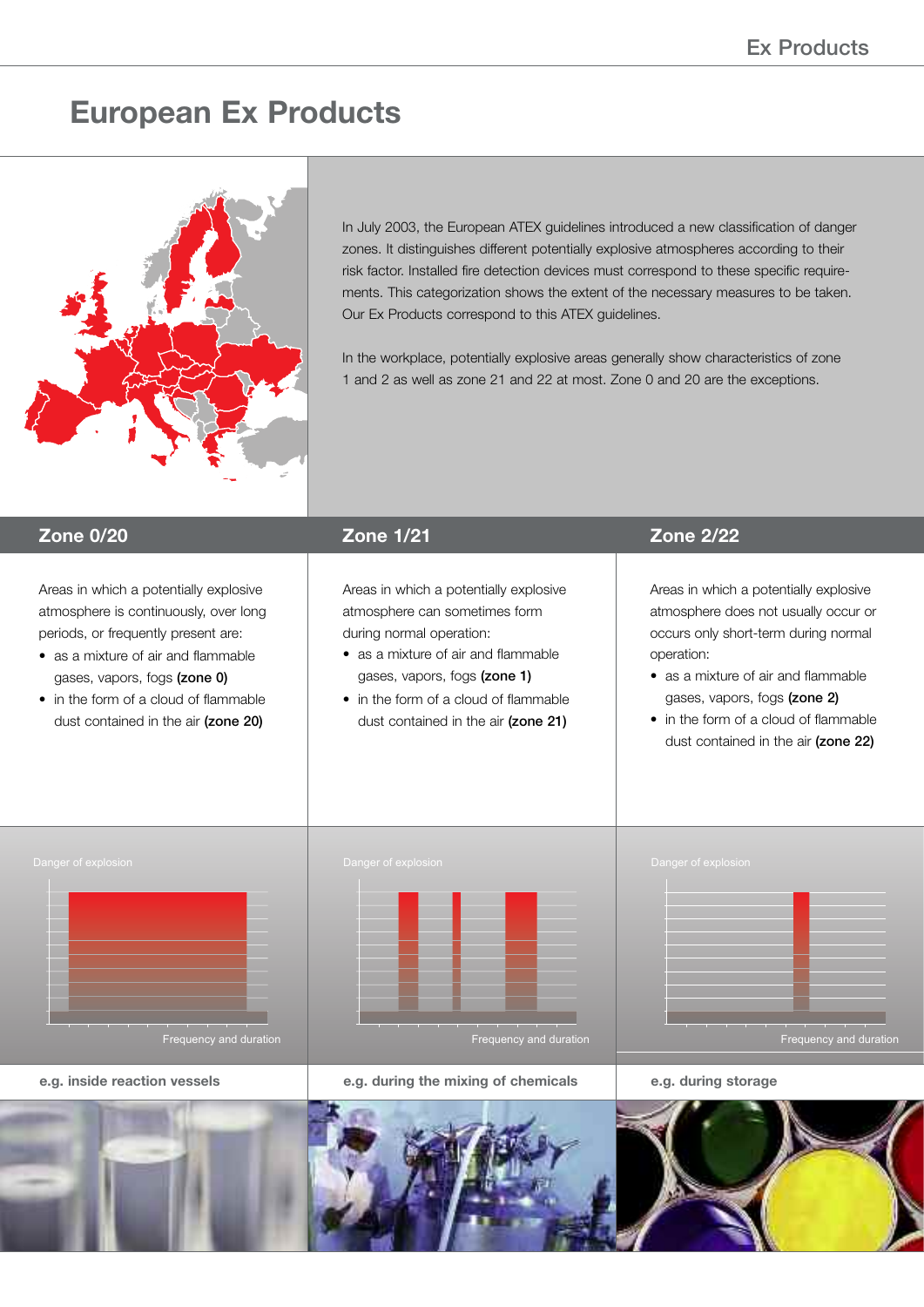# European Ex Products

In July 2003, the European ATEX guidelines introduced a new classification of danger zones. It distinguishes different potentially explosive atmospheres according to their risk factor. Installed fire detection devices must correspond to these specific requirements. This categorization shows the extent of the necessary measures to be taken. Our Ex Products correspond to this ATEX guidelines.

In the workplace, potentially explosive areas generally show characteristics of zone 1 and 2 as well as zone 21 and 22 at most. Zone 0 and 20 are the exceptions.

## Zone 0/20

Areas in which a potentially explosive atmosphere is continuously, over long periods, or frequently present are:

- as a mixture of air and flammable gases, vapors, fogs **(zone 0)**
- in the form of a cloud of flammable dust contained in the air **(zone 20)**

Danger of explosion

Frequency and duration

**e.g. inside reaction vessels**

## Zone 1/21

Areas in which a potentially explosive atmosphere can sometimes form during normal operation:

- as a mixture of air and flammable gases, vapors, fogs **(zone 1)**
- in the form of a cloud of flammable dust contained in the air **(zone 21)**

Danger of explosion

Frequency and duration

**e.g. during the mixing of chemicals**

## Zone 2/22

Areas in which a potentially explosive atmosphere does not usually occur or occurs only short-term during normal operation:

- as a mixture of air and flammable gases, vapors, fogs **(zone 2)**
- in the form of a cloud of flammable dust contained in the air **(zone 22)**

Danger of explosion

Frequency and duration

**e.g. during storage**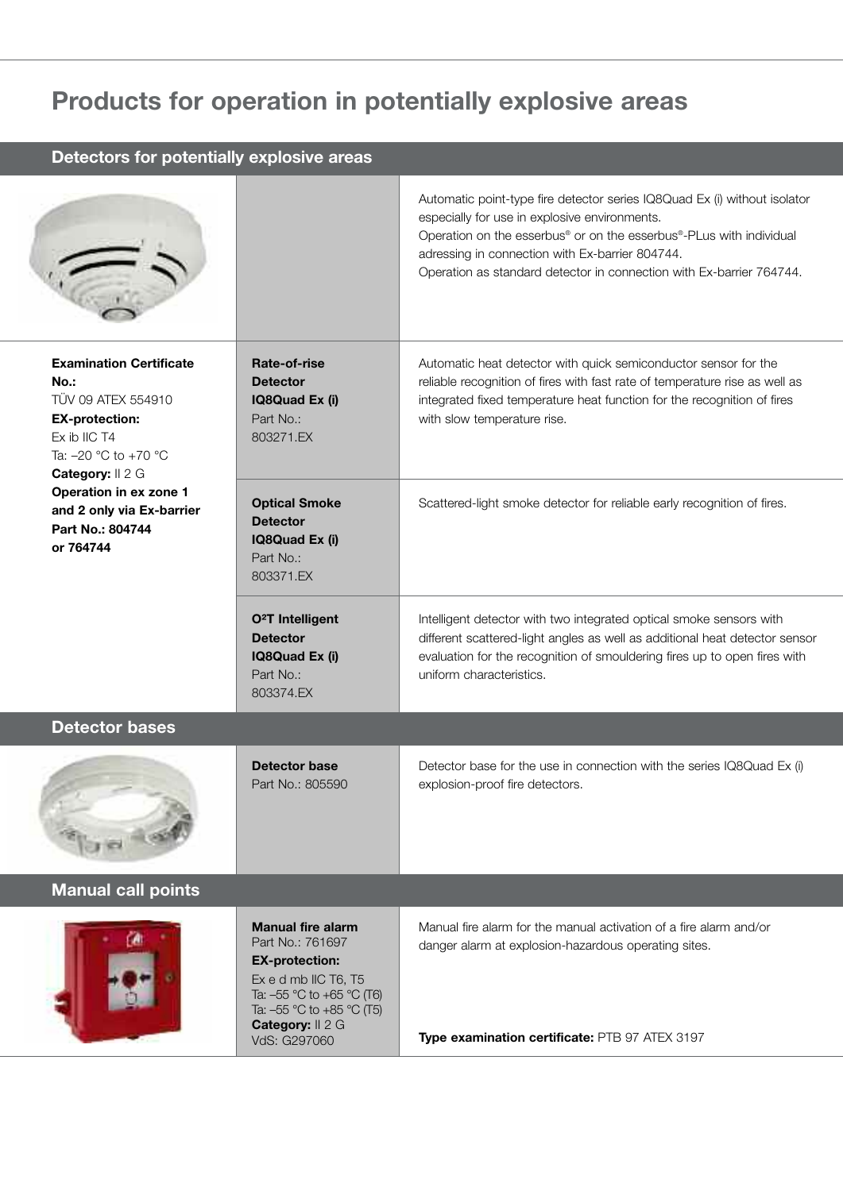# Products for operation in potentially explosive areas

## Detectors for potentially explosive areas

| | | |
|---|---|---|
| | | Automatic point-type fire detector series IQ8Quad Ex (i) without isolator especially for use in explosive environments.<br>Operation on the esserbus® or on the esserbus®-PLus with individual adressing in connection with Ex-barrier 804744.<br>Operation as standard detector in connection with Ex-barrier 764744. |
| **Examination Certificate No.:**<br>TÜV 09 ATEX 554910<br>**EX-protection:**<br>Ex ib IIC T4<br>Ta: –20 °C to +70 °C<br>**Category:** II 2 G<br>**Operation in ex zone 1 and 2 only via Ex-barrier Part No.: 804744 or 764744** | **Rate-of-rise Detector IQ8Quad Ex (i)**<br>Part No.:<br>803271.EX | Automatic heat detector with quick semiconductor sensor for the reliable recognition of fires with fast rate of temperature rise as well as integrated fixed temperature heat function for the recognition of fires with slow temperature rise. |
| | **Optical Smoke Detector IQ8Quad Ex (i)**<br>Part No.:<br>803371.EX | Scattered-light smoke detector for reliable early recognition of fires. |
| | **O²T Intelligent Detector IQ8Quad Ex (i)**<br>Part No.:<br>803374.EX | Intelligent detector with two integrated optical smoke sensors with different scattered-light angles as well as additional heat detector sensor evaluation for the recognition of smouldering fires up to open fires with uniform characteristics. |

## Detector bases

| | | |
|---|---|---|
| | **Detector base**<br>Part No.: 805590 | Detector base for the use in connection with the series IQ8Quad Ex (i) explosion-proof fire detectors. |

## Manual call points

| | | |
|---|---|---|
| | **Manual fire alarm**<br>Part No.: 761697<br>**EX-protection:**<br>Ex e d mb IIC T6, T5<br>Ta: –55 °C to +65 °C (T6)<br>Ta: –55 °C to +85 °C (T5)<br>**Category:** II 2 G<br>VdS: G297060 | Manual fire alarm for the manual activation of a fire alarm and/or danger alarm at explosion-hazardous operating sites.<br><br>**Type examination certificate:** PTB 97 ATEX 3197 |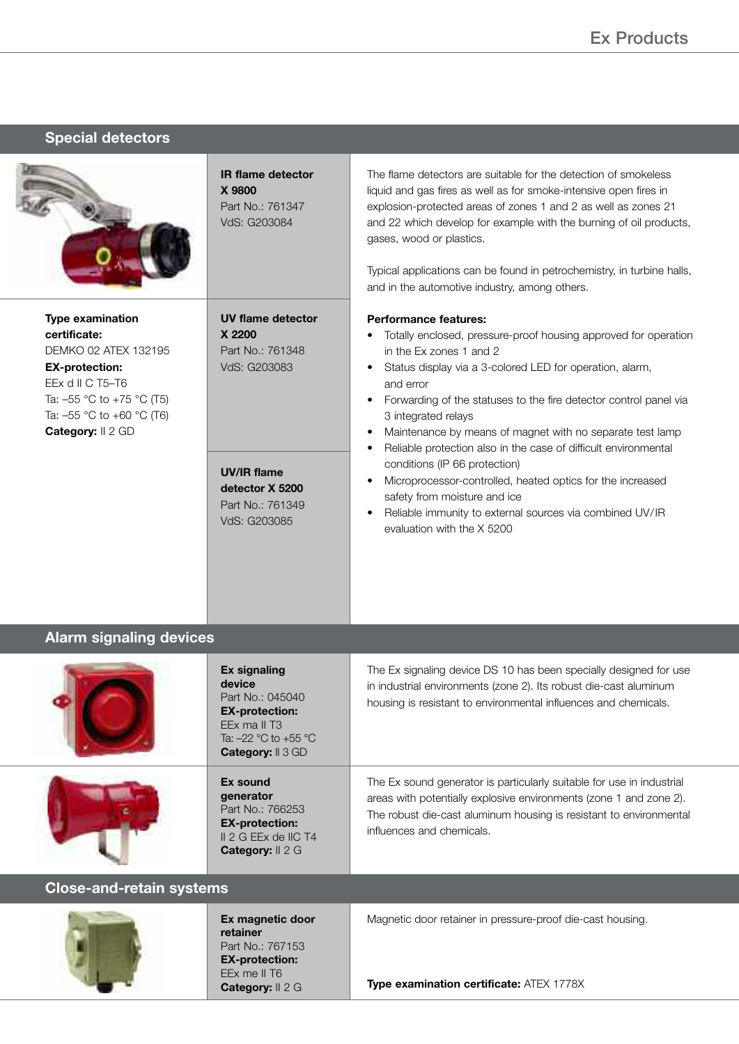## Special detectors

**IR flame detector X 9800**
Part No.: 761347
VdS: G203084

**UV flame detector X 2200**
Part No.: 761348
VdS: G203083

**UV/IR flame detector X 5200**
Part No.: 761349
VdS: G203085

**Type examination certificate:**
DEMKO 02 ATEX 132195
**EX-protection:**
EEx d II C T5–T6
Ta: –55 °C to +75 °C (T5)
Ta: –55 °C to +60 °C (T6)
**Category:** II 2 GD

The flame detectors are suitable for the detection of smokeless liquid and gas fires as well as for smoke-intensive open fires in explosion-protected areas of zones 1 and 2 as well as zones 21 and 22 which develop for example with the burning of oil products, gases, wood or plastics.

Typical applications can be found in petrochemistry, in turbine halls, and in the automotive industry, among others.

**Performance features:**

- Totally enclosed, pressure-proof housing approved for operation in the Ex zones 1 and 2
- Status display via a 3-colored LED for operation, alarm, and error
- Forwarding of the statuses to the fire detector control panel via 3 integrated relays
- Maintenance by means of magnet with no separate test lamp
- Reliable protection also in the case of difficult environmental conditions (IP 66 protection)
- Microprocessor-controlled, heated optics for the increased safety from moisture and ice
- Reliable immunity to external sources via combined UV/IR evaluation with the X 5200

## Alarm signaling devices

**Ex signaling device**
Part No.: 045040
**EX-protection:**
EEx ma II T3
Ta: –22 °C to +55 °C
**Category:** II 3 GD

The Ex signaling device DS 10 has been specially designed for use in industrial environments (zone 2). Its robust die-cast aluminum housing is resistant to environmental influences and chemicals.

**Ex sound generator**
Part No.: 766253
**EX-protection:**
II 2 G EEx de IIC T4
**Category:** II 2 G

The Ex sound generator is particularly suitable for use in industrial areas with potentially explosive environments (zone 1 and zone 2). The robust die-cast aluminum housing is resistant to environmental influences and chemicals.

## Close-and-retain systems

**Ex magnetic door retainer**
Part No.: 767153
**EX-protection:**
EEx me II T6
**Category:** II 2 G

Magnetic door retainer in pressure-proof die-cast housing.

**Type examination certificate:** ATEX 1778X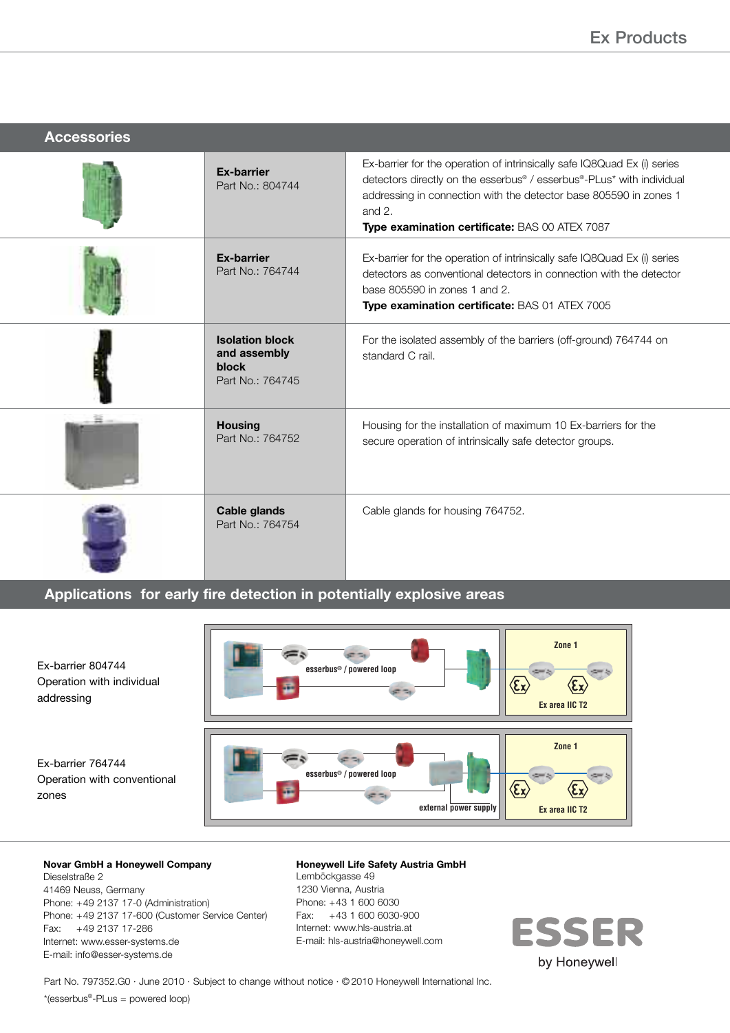## Accessories

| | | |
|---|---|---|
| | **Ex-barrier**<br>Part No.: 804744 | Ex-barrier for the operation of intrinsically safe IQ8Quad Ex (i) series detectors directly on the esserbus® / esserbus®-PLus* with individual addressing in connection with the detector base 805590 in zones 1 and 2.<br>**Type examination certificate:** BAS 00 ATEX 7087 |
| | **Ex-barrier**<br>Part No.: 764744 | Ex-barrier for the operation of intrinsically safe IQ8Quad Ex (i) series detectors as conventional detectors in connection with the detector base 805590 in zones 1 and 2.<br>**Type examination certificate:** BAS 01 ATEX 7005 |
| | **Isolation block and assembly block**<br>Part No.: 764745 | For the isolated assembly of the barriers (off-ground) 764744 on standard C rail. |
| | **Housing**<br>Part No.: 764752 | Housing for the installation of maximum 10 Ex-barriers for the secure operation of intrinsically safe detector groups. |
| | **Cable glands**<br>Part No.: 764754 | Cable glands for housing 764752. |

## Applications for early fire detection in potentially explosive areas

Ex-barrier 804744
Operation with individual addressing

esserbus® / powered loop

Zone 1

Ex area IIC T2

Ex-barrier 764744
Operation with conventional zones

esserbus® / powered loop

external power supply

Zone 1

Ex area IIC T2

**Novar GmbH a Honeywell Company**
Dieselstraße 2
41469 Neuss, Germany
Phone: +49 2137 17-0 (Administration)
Phone: +49 2137 17-600 (Customer Service Center)
Fax: +49 2137 17-286
Internet: www.esser-systems.de
E-mail: info@esser-systems.de

**Honeywell Life Safety Austria GmbH**
Lemböckgasse 49
1230 Vienna, Austria
Phone: +43 1 600 6030
Fax: +43 1 600 6030-900
Internet: www.hls-austria.at
E-mail: hls-austria@honeywell.com

ESSER by Honeywell

Part No. 797352.G0 · June 2010 · Subject to change without notice · © 2010 Honeywell International Inc.

*(esserbus®-PLus = powered loop)